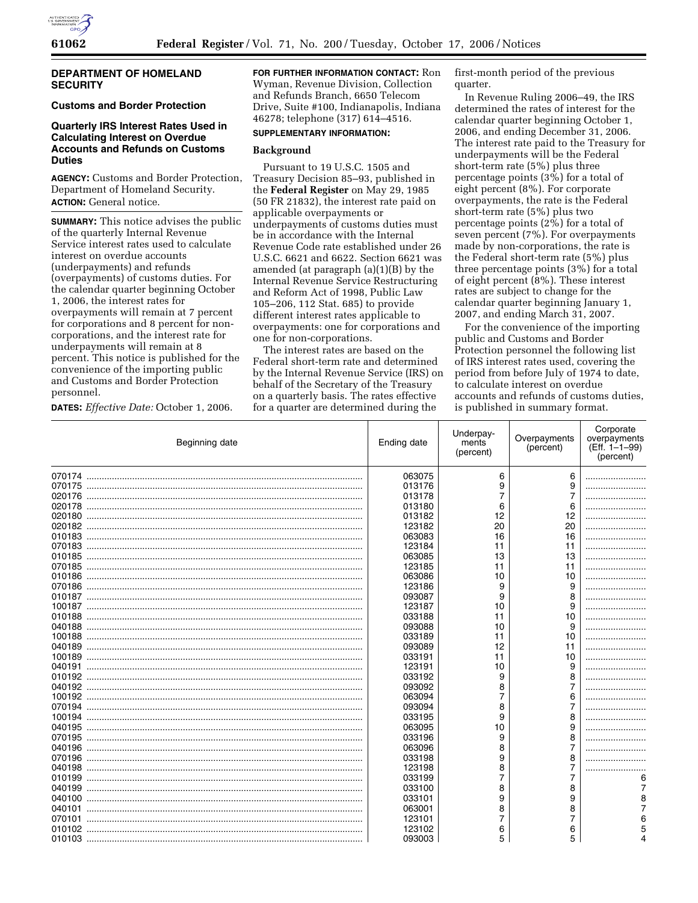## DEPARTMENT OF HOMELAND SECURITY

### Customs and Border Protection

### Quarterly IRS Interest Rates Used in Calculating Interest on Overdue Accounts and Refunds on Customs Duties

**AGENCY:** Customs and Border Protection, Department of Homeland Security.

**ACTION:** General notice.

**SUMMARY:** This notice advises the public of the quarterly Internal Revenue Service interest rates used to calculate interest on overdue accounts (underpayments) and refunds (overpayments) of customs duties. For the calendar quarter beginning October 1, 2006, the interest rates for overpayments will remain at 7 percent for corporations and 8 percent for non-corporations, and the interest rate for underpayments will remain at 8 percent. This notice is published for the convenience of the importing public and Customs and Border Protection personnel.

**DATES:** *Effective Date:* October 1, 2006.

**FOR FURTHER INFORMATION CONTACT:** Ron Wyman, Revenue Division, Collection and Refunds Branch, 6650 Telecom Drive, Suite #100, Indianapolis, Indiana 46278; telephone (317) 614–4516.

**SUPPLEMENTARY INFORMATION:**

**Background**

Pursuant to 19 U.S.C. 1505 and Treasury Decision 85–93, published in the **Federal Register** on May 29, 1985 (50 FR 21832), the interest rate paid on applicable overpayments or underpayments of customs duties must be in accordance with the Internal Revenue Code rate established under 26 U.S.C. 6621 and 6622. Section 6621 was amended (at paragraph (a)(1)(B) by the Internal Revenue Service Restructuring and Reform Act of 1998, Public Law 105–206, 112 Stat. 685) to provide different interest rates applicable to overpayments: one for corporations and one for non-corporations.

The interest rates are based on the Federal short-term rate and determined by the Internal Revenue Service (IRS) on behalf of the Secretary of the Treasury on a quarterly basis. The rates effective for a quarter are determined during the first-month period of the previous quarter.

In Revenue Ruling 2006–49, the IRS determined the rates of interest for the calendar quarter beginning October 1, 2006, and ending December 31, 2006. The interest rate paid to the Treasury for underpayments will be the Federal short-term rate (5%) plus three percentage points (3%) for a total of eight percent (8%). For corporate overpayments, the rate is the Federal short-term rate (5%) plus two percentage points (2%) for a total of seven percent (7%). For overpayments made by non-corporations, the rate is the Federal short-term rate (5%) plus three percentage points (3%) for a total of eight percent (8%). These interest rates are subject to change for the calendar quarter beginning January 1, 2007, and ending March 31, 2007.

For the convenience of the importing public and Customs and Border Protection personnel the following list of IRS interest rates used, covering the period from before July of 1974 to date, to calculate interest on overdue accounts and refunds of customs duties, is published in summary format.

| Beginning date | Ending date | Underpayments (percent) | Overpayments (percent) | Corporate overpayments (Eff. 1–1–99) (percent) |
|---|---|---|---|---|
| 070174 | 063075 | 6 | 6 | |
| 070175 | 013176 | 9 | 9 | |
| 020176 | 013178 | 7 | 7 | |
| 020178 | 013180 | 6 | 6 | |
| 020180 | 013182 | 12 | 12 | |
| 020182 | 123182 | 20 | 20 | |
| 010183 | 063083 | 16 | 16 | |
| 070183 | 123184 | 11 | 11 | |
| 010185 | 063085 | 13 | 13 | |
| 070185 | 123185 | 11 | 11 | |
| 010186 | 063086 | 10 | 10 | |
| 070186 | 123186 | 9 | 9 | |
| 010187 | 093087 | 9 | 8 | |
| 100187 | 123187 | 10 | 9 | |
| 010188 | 033188 | 11 | 10 | |
| 040188 | 093088 | 10 | 9 | |
| 100188 | 033189 | 11 | 10 | |
| 040189 | 093089 | 12 | 11 | |
| 100189 | 033191 | 11 | 10 | |
| 040191 | 123191 | 10 | 9 | |
| 010192 | 033192 | 9 | 8 | |
| 040192 | 093092 | 8 | 7 | |
| 100192 | 063094 | 7 | 6 | |
| 070194 | 093094 | 8 | 7 | |
| 100194 | 033195 | 9 | 8 | |
| 040195 | 063095 | 10 | 9 | |
| 070195 | 033196 | 9 | 8 | |
| 040196 | 063096 | 8 | 7 | |
| 070196 | 033198 | 9 | 8 | |
| 040198 | 123198 | 8 | 7 | |
| 010199 | 033199 | 7 | 7 | 6 |
| 040199 | 033100 | 8 | 8 | 7 |
| 040100 | 033101 | 9 | 9 | 8 |
| 040101 | 063001 | 8 | 8 | 7 |
| 070101 | 123101 | 7 | 7 | 6 |
| 010102 | 123102 | 6 | 6 | 5 |
| 010103 | 093003 | 5 | 5 | 4 |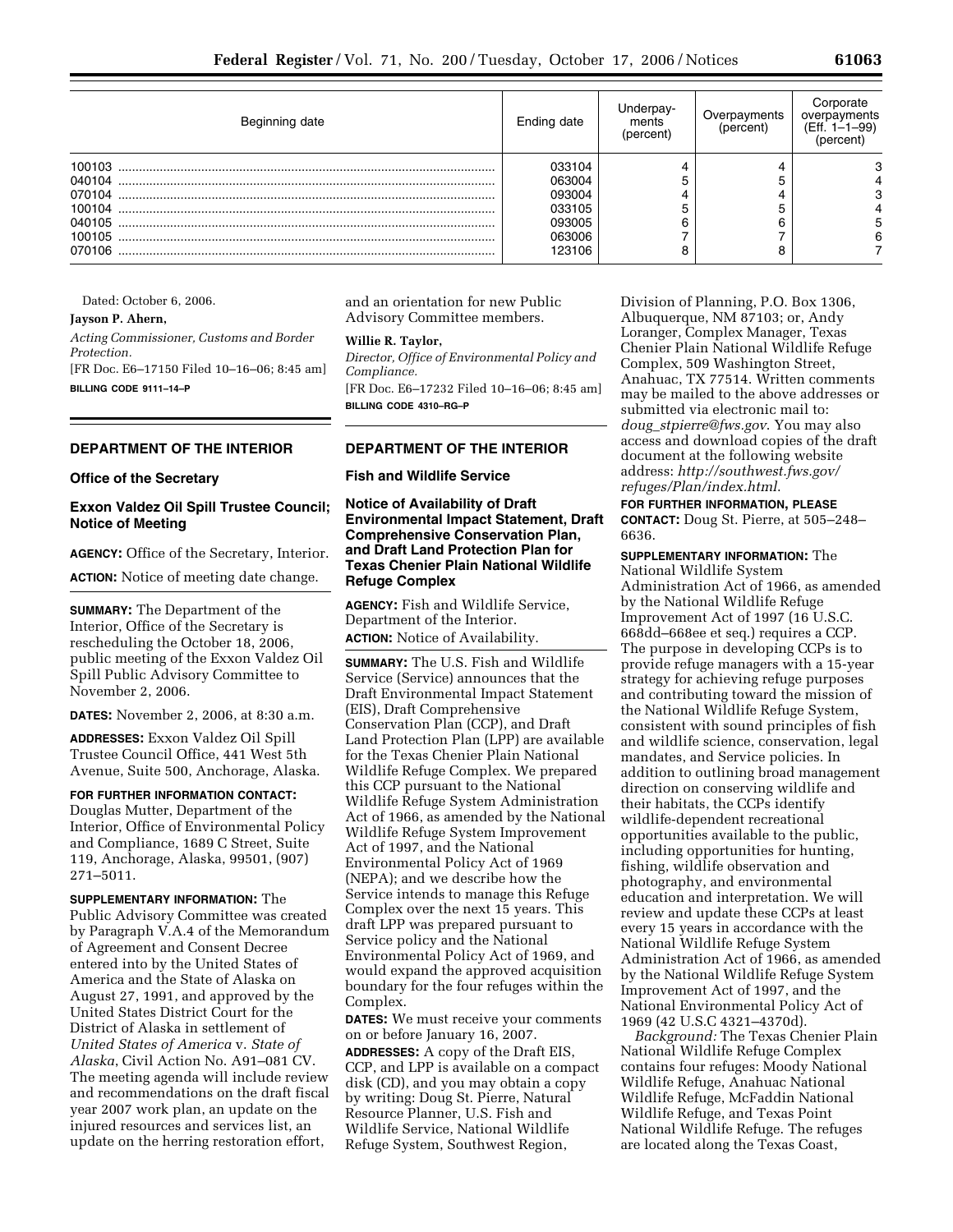| Beginning date | Ending date | Underpayments (percent) | Overpayments (percent) | Corporate overpayments (Eff. 1–1–99) (percent) |
|---|---|---|---|---|
| 100103 | 033104 | 4 | 4 | 3 |
| 040104 | 063004 | 5 | 5 | 4 |
| 070104 | 093004 | 4 | 4 | 3 |
| 100104 | 033105 | 5 | 5 | 4 |
| 040105 | 093005 | 6 | 6 | 5 |
| 100105 | 063006 | 7 | 7 | 6 |
| 070106 | 123106 | 8 | 8 | 7 |

Dated: October 6, 2006.

**Jayson P. Ahern,**

*Acting Commissioner, Customs and Border Protection.*

[FR Doc. E6–17150 Filed 10–16–06; 8:45 am]

**BILLING CODE 9111–14–P**

## DEPARTMENT OF THE INTERIOR

### Office of the Secretary

### Exxon Valdez Oil Spill Trustee Council; Notice of Meeting

**AGENCY:** Office of the Secretary, Interior.

**ACTION:** Notice of meeting date change.

**SUMMARY:** The Department of the Interior, Office of the Secretary is rescheduling the October 18, 2006, public meeting of the Exxon Valdez Oil Spill Public Advisory Committee to November 2, 2006.

**DATES:** November 2, 2006, at 8:30 a.m.

**ADDRESSES:** Exxon Valdez Oil Spill Trustee Council Office, 441 West 5th Avenue, Suite 500, Anchorage, Alaska.

**FOR FURTHER INFORMATION CONTACT:** Douglas Mutter, Department of the Interior, Office of Environmental Policy and Compliance, 1689 C Street, Suite 119, Anchorage, Alaska, 99501, (907) 271–5011.

**SUPPLEMENTARY INFORMATION:** The Public Advisory Committee was created by Paragraph V.A.4 of the Memorandum of Agreement and Consent Decree entered into by the United States of America and the State of Alaska on August 27, 1991, and approved by the United States District Court for the District of Alaska in settlement of *United States of America* v. *State of Alaska*, Civil Action No. A91–081 CV. The meeting agenda will include review and recommendations on the draft fiscal year 2007 work plan, an update on the injured resources and services list, an update on the herring restoration effort, and an orientation for new Public Advisory Committee members.

**Willie R. Taylor,**

*Director, Office of Environmental Policy and Compliance.*

[FR Doc. E6–17232 Filed 10–16–06; 8:45 am]

**BILLING CODE 4310–RG–P**

## DEPARTMENT OF THE INTERIOR

### Fish and Wildlife Service

### Notice of Availability of Draft Environmental Impact Statement, Draft Comprehensive Conservation Plan, and Draft Land Protection Plan for Texas Chenier Plain National Wildlife Refuge Complex

**AGENCY:** Fish and Wildlife Service, Department of the Interior.

**ACTION:** Notice of Availability.

**SUMMARY:** The U.S. Fish and Wildlife Service (Service) announces that the Draft Environmental Impact Statement (EIS), Draft Comprehensive Conservation Plan (CCP), and Draft Land Protection Plan (LPP) are available for the Texas Chenier Plain National Wildlife Refuge Complex. We prepared this CCP pursuant to the National Wildlife Refuge System Administration Act of 1966, as amended by the National Wildlife Refuge System Improvement Act of 1997, and the National Environmental Policy Act of 1969 (NEPA); and we describe how the Service intends to manage this Refuge Complex over the next 15 years. This draft LPP was prepared pursuant to Service policy and the National Environmental Policy Act of 1969, and would expand the approved acquisition boundary for the four refuges within the Complex.

**DATES:** We must receive your comments on or before January 16, 2007.

**ADDRESSES:** A copy of the Draft EIS, CCP, and LPP is available on a compact disk (CD), and you may obtain a copy by writing: Doug St. Pierre, Natural Resource Planner, U.S. Fish and Wildlife Service, National Wildlife Refuge System, Southwest Region, Division of Planning, P.O. Box 1306, Albuquerque, NM 87103; or, Andy Loranger, Complex Manager, Texas Chenier Plain National Wildlife Refuge Complex, 509 Washington Street, Anahuac, TX 77514. Written comments may be mailed to the above addresses or submitted via electronic mail to: *doug_stpierre@fws.gov*. You may also access and download copies of the draft document at the following website address: *http://southwest.fws.gov/refuges/Plan/index.html*.

**FOR FURTHER INFORMATION, PLEASE CONTACT:** Doug St. Pierre, at 505–248–6636.

**SUPPLEMENTARY INFORMATION:** The National Wildlife System Administration Act of 1966, as amended by the National Wildlife Refuge Improvement Act of 1997 (16 U.S.C. 668dd–668ee et seq.) requires a CCP. The purpose in developing CCPs is to provide refuge managers with a 15-year strategy for achieving refuge purposes and contributing toward the mission of the National Wildlife Refuge System, consistent with sound principles of fish and wildlife science, conservation, legal mandates, and Service policies. In addition to outlining broad management direction on conserving wildlife and their habitats, the CCPs identify wildlife-dependent recreational opportunities available to the public, including opportunities for hunting, fishing, wildlife observation and photography, and environmental education and interpretation. We will review and update these CCPs at least every 15 years in accordance with the National Wildlife Refuge System Administration Act of 1966, as amended by the National Wildlife Refuge System Improvement Act of 1997, and the National Environmental Policy Act of 1969 (42 U.S.C 4321–4370d).

*Background:* The Texas Chenier Plain National Wildlife Refuge Complex contains four refuges: Moody National Wildlife Refuge, Anahuac National Wildlife Refuge, McFaddin National Wildlife Refuge, and Texas Point National Wildlife Refuge. The refuges are located along the Texas Coast,